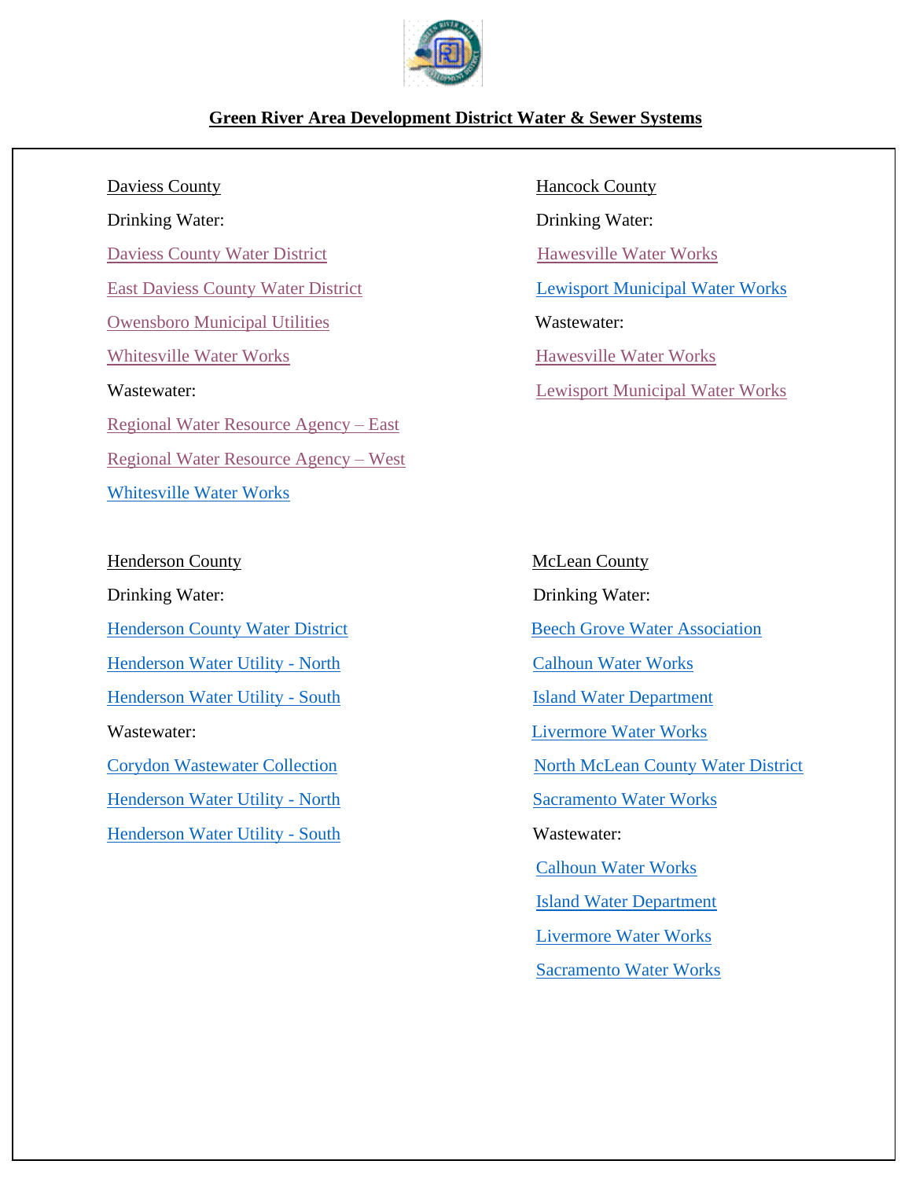# Green River Area Development District Water & Sewer Systems

## Daviess County

Drinking Water:

- Daviess County Water District
- East Daviess County Water District
- Owensboro Municipal Utilities
- Whitesville Water Works

Wastewater:

- Regional Water Resource Agency – East
- Regional Water Resource Agency – West
- Whitesville Water Works

## Hancock County

Drinking Water:

- Hawesville Water Works
- Lewisport Municipal Water Works

Wastewater:

- Hawesville Water Works
- Lewisport Municipal Water Works

## Henderson County

Drinking Water:

- Henderson County Water District
- Henderson Water Utility - North
- Henderson Water Utility - South

Wastewater:

- Corydon Wastewater Collection
- Henderson Water Utility - North
- Henderson Water Utility - South

## McLean County

Drinking Water:

- Beech Grove Water Association
- Calhoun Water Works
- Island Water Department
- Livermore Water Works
- North McLean County Water District
- Sacramento Water Works

Wastewater:

- Calhoun Water Works
- Island Water Department
- Livermore Water Works
- Sacramento Water Works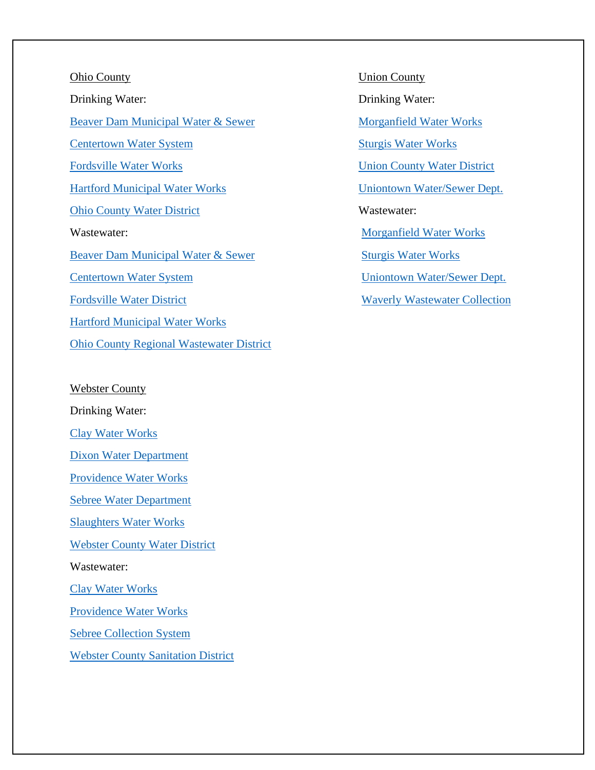## Ohio County

Drinking Water:

- Beaver Dam Municipal Water & Sewer
- Centertown Water System
- Fordsville Water Works
- Hartford Municipal Water Works
- Ohio County Water District

Wastewater:

- Beaver Dam Municipal Water & Sewer
- Centertown Water System
- Fordsville Water District
- Hartford Municipal Water Works
- Ohio County Regional Wastewater District

## Webster County

Drinking Water:

- Clay Water Works
- Dixon Water Department
- Providence Water Works
- Sebree Water Department
- Slaughters Water Works
- Webster County Water District

Wastewater:

- Clay Water Works
- Providence Water Works
- Sebree Collection System
- Webster County Sanitation District

## Union County

Drinking Water:

- Morganfield Water Works
- Sturgis Water Works
- Union County Water District
- Uniontown Water/Sewer Dept.

Wastewater:

- Morganfield Water Works
- Sturgis Water Works
- Uniontown Water/Sewer Dept.
- Waverly Wastewater Collection